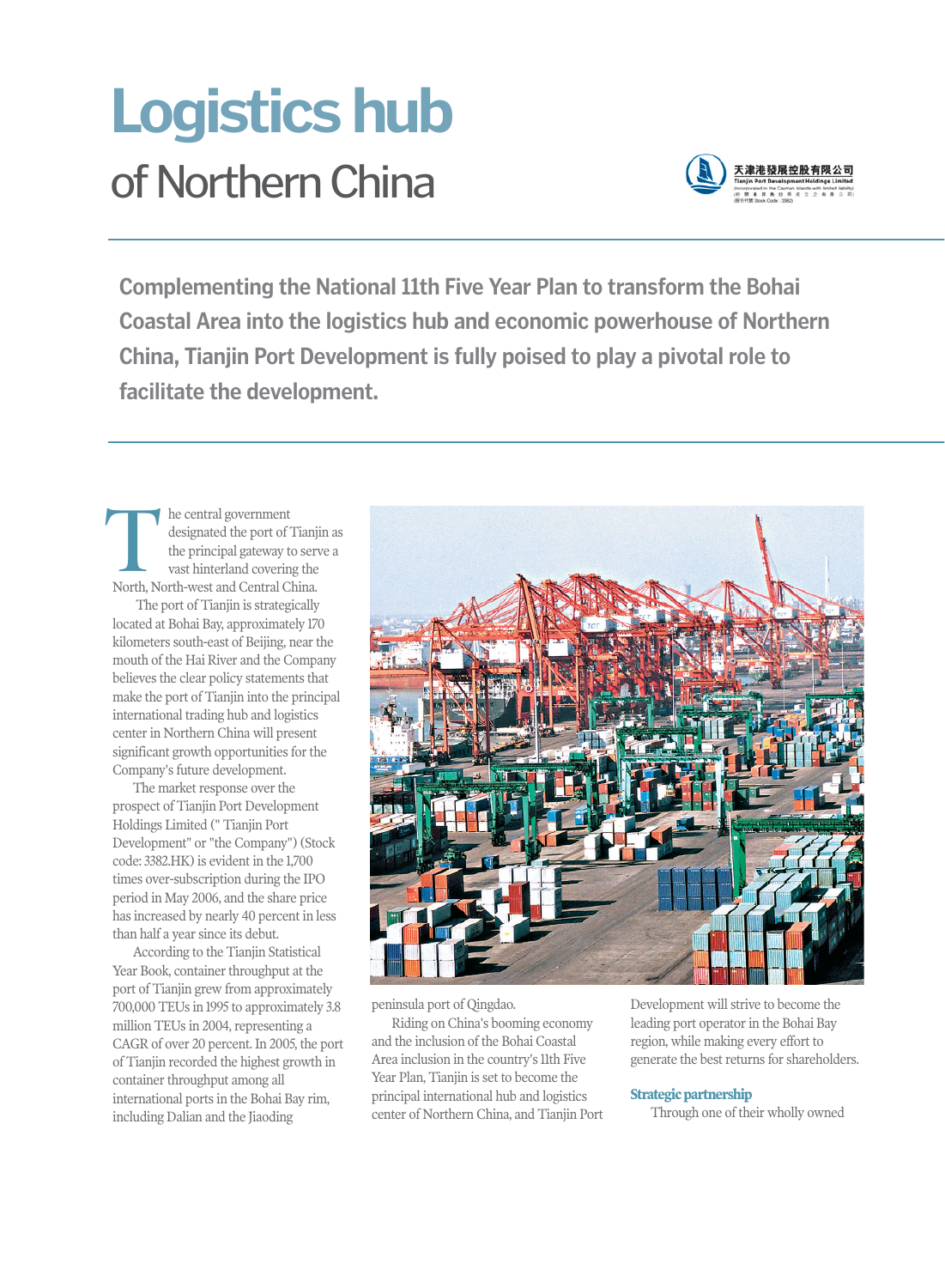# Logistics hub

## of Northern China

天津港發展控股有限公司
Tianjin Port Development Holdings Limited
(incorporated in the Cayman Islands with limited liability)
(於開曼群島註冊成立之有限公司)
(股份代號 Stock Code: 3382)

**Complementing the National 11th Five Year Plan to transform the Bohai Coastal Area into the logistics hub and economic powerhouse of Northern China, Tianjin Port Development is fully poised to play a pivotal role to facilitate the development.**

The central government designated the port of Tianjin as the principal gateway to serve a vast hinterland covering the North, North-west and Central China.

The port of Tianjin is strategically located at Bohai Bay, approximately 170 kilometers south-east of Beijing, near the mouth of the Hai River and the Company believes the clear policy statements that make the port of Tianjin into the principal international trading hub and logistics center in Northern China will present significant growth opportunities for the Company's future development.

The market response over the prospect of Tianjin Port Development Holdings Limited (" Tianjin Port Development" or "the Company") (Stock code: 3382.HK) is evident in the 1,700 times over-subscription during the IPO period in May 2006, and the share price has increased by nearly 40 percent in less than half a year since its debut.

According to the Tianjin Statistical Year Book, container throughput at the port of Tianjin grew from approximately 700,000 TEUs in 1995 to approximately 3.8 million TEUs in 2004, representing a CAGR of over 20 percent. In 2005, the port of Tianjin recorded the highest growth in container throughput among all international ports in the Bohai Bay rim, including Dalian and the Jiaodong peninsula port of Qingdao.

Riding on China's booming economy and the inclusion of the Bohai Coastal Area inclusion in the country's 11th Five Year Plan, Tianjin is set to become the principal international hub and logistics center of Northern China, and Tianjin Port Development will strive to become the leading port operator in the Bohai Bay region, while making every effort to generate the best returns for shareholders.

### Strategic partnership

Through one of their wholly owned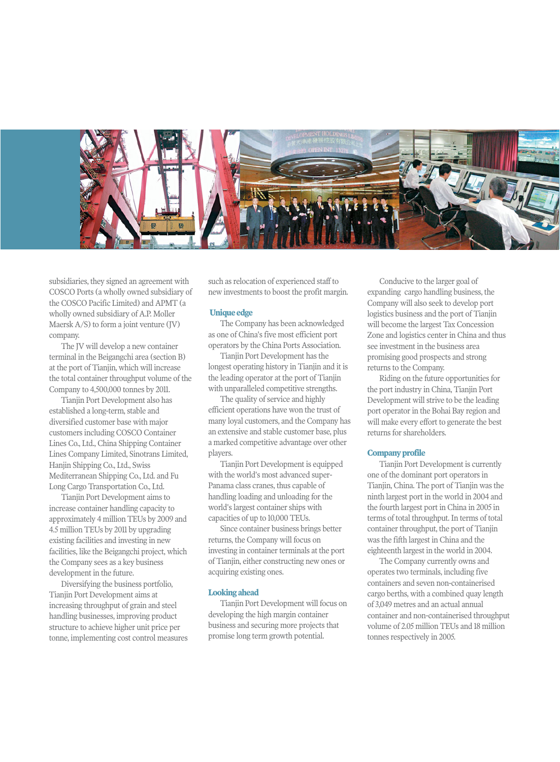subsidiaries, they signed an agreement with COSCO Ports (a wholly owned subsidiary of the COSCO Pacific Limited) and APMT (a wholly owned subsidiary of A.P. Moller Maersk A/S) to form a joint venture (JV) company.

The JV will develop a new container terminal in the Beigangchi area (section B) at the port of Tianjin, which will increase the total container throughput volume of the Company to 4,500,000 tonnes by 2011.

Tianjin Port Development also has established a long-term, stable and diversified customer base with major customers including COSCO Container Lines Co., Ltd., China Shipping Container Lines Company Limited, Sinotrans Limited, Hanjin Shipping Co., Ltd., Swiss Mediterranean Shipping Co., Ltd. and Fu Long Cargo Transportation Co., Ltd.

Tianjin Port Development aims to increase container handling capacity to approximately 4 million TEUs by 2009 and 4.5 million TEUs by 2011 by upgrading existing facilities and investing in new facilities, like the Beigangchi project, which the Company sees as a key business development in the future.

Diversifying the business portfolio, Tianjin Port Development aims at increasing throughput of grain and steel handling businesses, improving product structure to achieve higher unit price per tonne, implementing cost control measures such as relocation of experienced staff to new investments to boost the profit margin.

## Unique edge

The Company has been acknowledged as one of China's five most efficient port operators by the China Ports Association.

Tianjin Port Development has the longest operating history in Tianjin and it is the leading operator at the port of Tianjin with unparalleled competitive strengths.

The quality of service and highly efficient operations have won the trust of many loyal customers, and the Company has an extensive and stable customer base, plus a marked competitive advantage over other players.

Tianjin Port Development is equipped with the world's most advanced super-Panama class cranes, thus capable of handling loading and unloading for the world's largest container ships with capacities of up to 10,000 TEUs.

Since container business brings better returns, the Company will focus on investing in container terminals at the port of Tianjin, either constructing new ones or acquiring existing ones.

## Looking ahead

Tianjin Port Development will focus on developing the high margin container business and securing more projects that promise long term growth potential.

Conducive to the larger goal of expanding cargo handling business, the Company will also seek to develop port logistics business and the port of Tianjin will become the largest Tax Concession Zone and logistics center in China and thus see investment in the business area promising good prospects and strong returns to the Company.

Riding on the future opportunities for the port industry in China, Tianjin Port Development will strive to be the leading port operator in the Bohai Bay region and will make every effort to generate the best returns for shareholders.

## Company profile

Tianjin Port Development is currently one of the dominant port operators in Tianjin, China. The port of Tianjin was the ninth largest port in the world in 2004 and the fourth largest port in China in 2005 in terms of total throughput. In terms of total container throughput, the port of Tianjin was the fifth largest in China and the eighteenth largest in the world in 2004.

The Company currently owns and operates two terminals, including five containers and seven non-containerised cargo berths, with a combined quay length of 3,049 metres and an actual annual container and non-containerised throughput volume of 2.05 million TEUs and 18 million tonnes respectively in 2005.